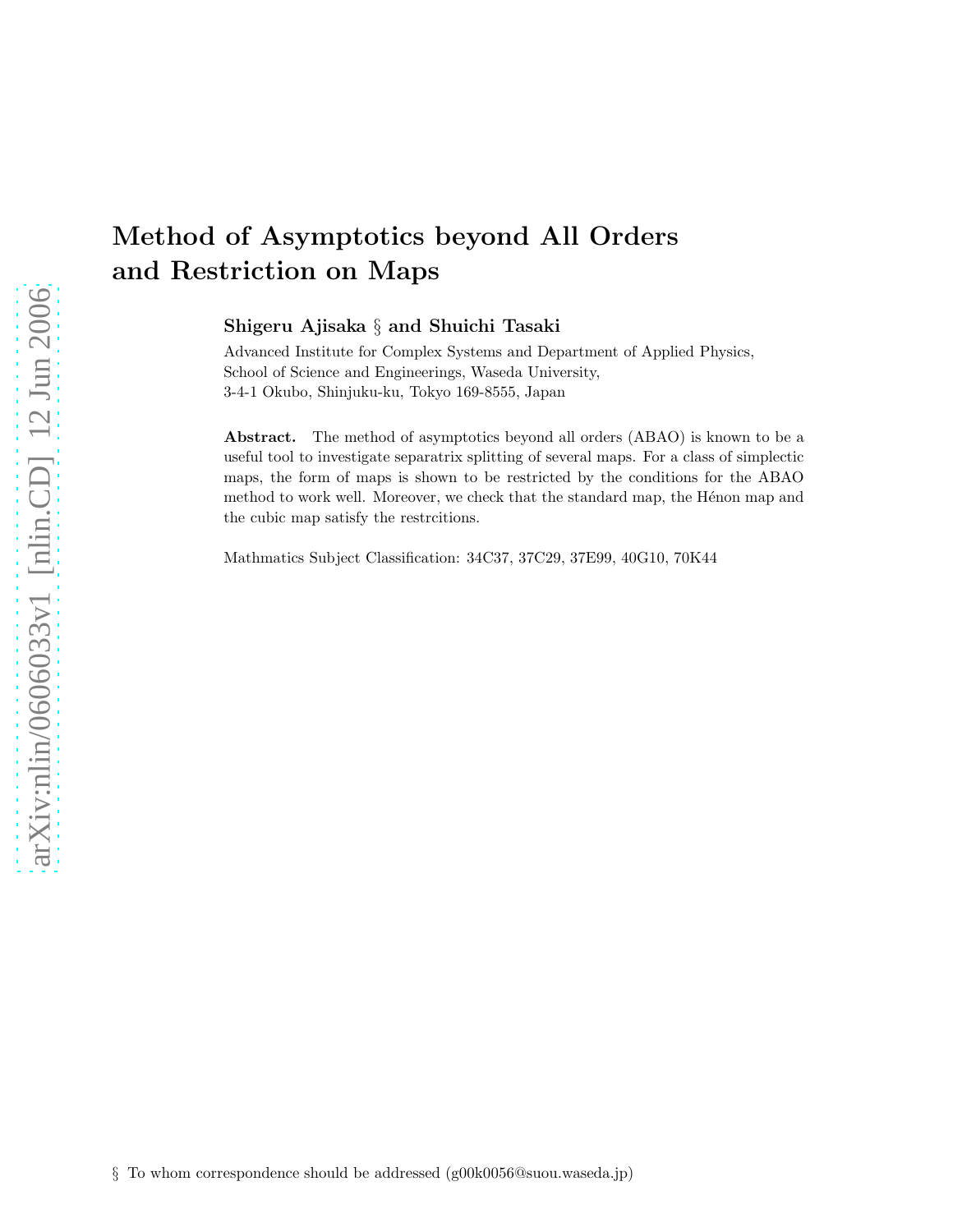# Method of Asymptotics beyond All Orders and Restriction on Maps

**Shigeru Ajisaka** § **and Shuichi Tasaki**

Advanced Institute for Complex Systems and Department of Applied Physics, School of Science and Engineerings, Waseda University, 3-4-1 Okubo, Shinjuku-ku, Tokyo 169-8555, Japan

**Abstract.** The method of asymptotics beyond all orders (ABAO) is known to be a useful tool to investigate separatrix splitting of several maps. For a class of simplectic maps, the form of maps is shown to be restricted by the conditions for the ABAO method to work well. Moreover, we check that the standard map, the Hénon map and the cubic map satisfy the restrcitions.

Mathmatics Subject Classification: 34C37, 37C29, 37E99, 40G10, 70K44

§ To whom correspondence should be addressed (g00k0056@suou.waseda.jp)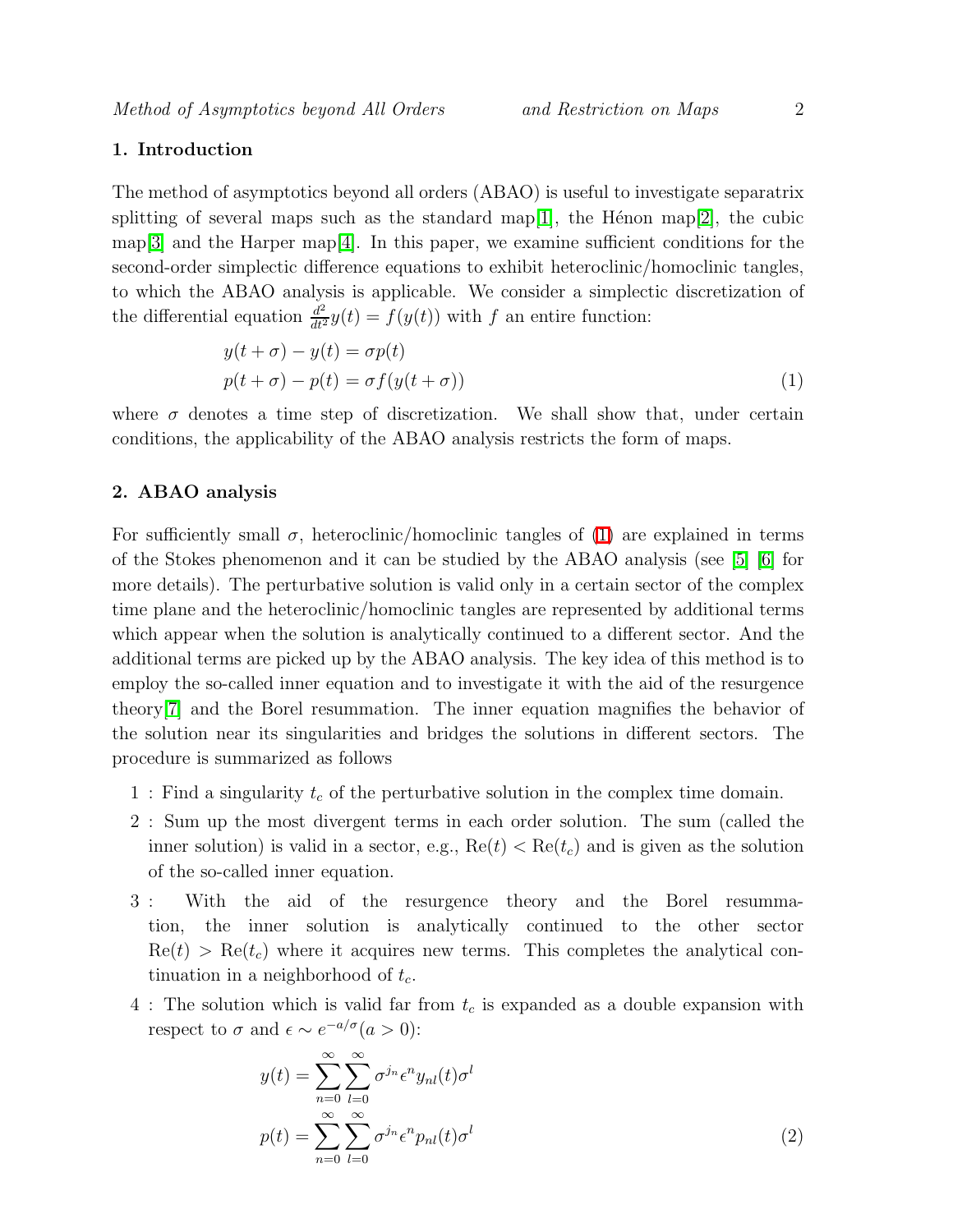## 1. Introduction

The method of asymptotics beyond all orders (ABAO) is useful to investigate separatrix splitting of several maps such as the standard map[1], the Hénon map[2], the cubic map[3] and the Harper map[4]. In this paper, we examine sufficient conditions for the second-order simplectic difference equations to exhibit heteroclinic/homoclinic tangles, to which the ABAO analysis is applicable. We consider a simplectic discretization of the differential equation $\frac{d^2}{dt^2}y(t) = f(y(t))$ with $f$ an entire function:

$$
\begin{aligned}
y(t+\sigma) - y(t) &= \sigma p(t) \\
p(t+\sigma) - p(t) &= \sigma f(y(t+\sigma))
\end{aligned}
\tag{1}
$$

where $\sigma$ denotes a time step of discretization. We shall show that, under certain conditions, the applicability of the ABAO analysis restricts the form of maps.

## 2. ABAO analysis

For sufficiently small $\sigma$, heteroclinic/homoclinic tangles of (1) are explained in terms of the Stokes phenomenon and it can be studied by the ABAO analysis (see [5] [6] for more details). The perturbative solution is valid only in a certain sector of the complex time plane and the heteroclinic/homoclinic tangles are represented by additional terms which appear when the solution is analytically continued to a different sector. And the additional terms are picked up by the ABAO analysis. The key idea of this method is to employ the so-called inner equation and to investigate it with the aid of the resurgence theory[7] and the Borel resummation. The inner equation magnifies the behavior of the solution near its singularities and bridges the solutions in different sectors. The procedure is summarized as follows

1 : Find a singularity $t_c$ of the perturbative solution in the complex time domain.

2 : Sum up the most divergent terms in each order solution. The sum (called the inner solution) is valid in a sector, e.g., $\mathrm{Re}(t) < \mathrm{Re}(t_c)$ and is given as the solution of the so-called inner equation.

3 : With the aid of the resurgence theory and the Borel resummation, the inner solution is analytically continued to the other sector $\mathrm{Re}(t) > \mathrm{Re}(t_c)$ where it acquires new terms. This completes the analytical continuation in a neighborhood of $t_c$.

4 : The solution which is valid far from $t_c$ is expanded as a double expansion with respect to $\sigma$ and $\epsilon \sim e^{-a/\sigma} (a > 0)$:

$$
\begin{aligned}
y(t) &= \sum_{n=0}^{\infty} \sum_{l=0}^{\infty} \sigma^{j_n} \epsilon^n y_{nl}(t) \sigma^l \\
p(t) &= \sum_{n=0}^{\infty} \sum_{l=0}^{\infty} \sigma^{j_n} \epsilon^n p_{nl}(t) \sigma^l
\end{aligned}
\tag{2}
$$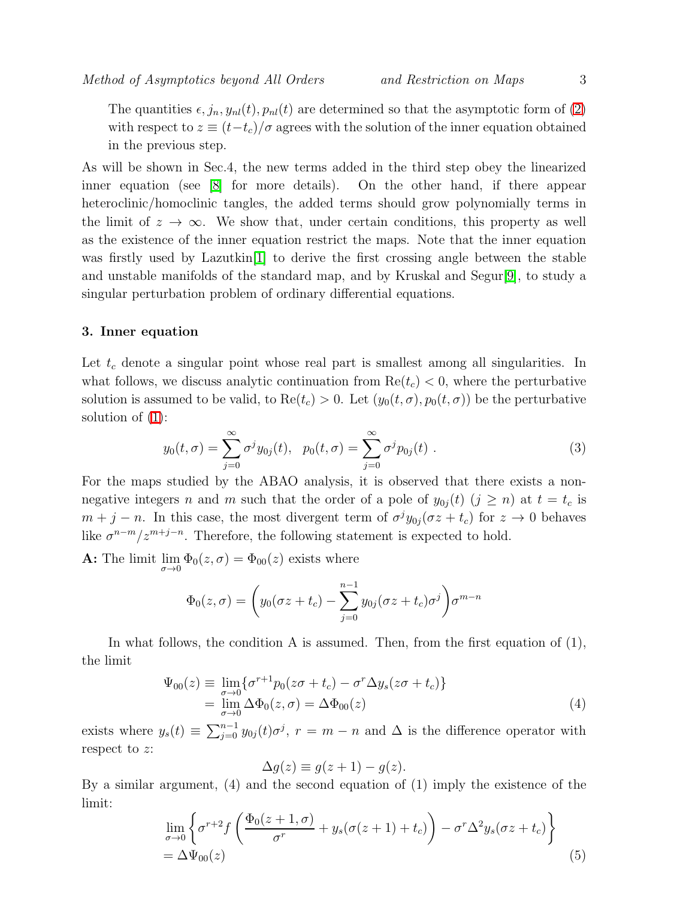The quantities $\epsilon, j_n, y_{nl}(t), p_{nl}(t)$ are determined so that the asymptotic form of (2) with respect to $z \equiv (t-t_c)/\sigma$ agrees with the solution of the inner equation obtained in the previous step.

As will be shown in Sec.4, the new terms added in the third step obey the linearized inner equation (see [8] for more details). On the other hand, if there appear heteroclinic/homoclinic tangles, the added terms should grow polynomially terms in the limit of $z \to \infty$. We show that, under certain conditions, this property as well as the existence of the inner equation restrict the maps. Note that the inner equation was firstly used by Lazutkin[1] to derive the first crossing angle between the stable and unstable manifolds of the standard map, and by Kruskal and Segur[9], to study a singular perturbation problem of ordinary differential equations.

### 3. Inner equation

Let $t_c$ denote a singular point whose real part is smallest among all singularities. In what follows, we discuss analytic continuation from $\mathrm{Re}(t_c) < 0$, where the perturbative solution is assumed to be valid, to $\mathrm{Re}(t_c) > 0$. Let $(y_0(t,\sigma), p_0(t,\sigma))$ be the perturbative solution of (1):

$$
y_0(t,\sigma) = \sum_{j=0}^{\infty} \sigma^j y_{0j}(t), \quad p_0(t,\sigma) = \sum_{j=0}^{\infty} \sigma^j p_{0j}(t) \ . \tag{3}
$$

For the maps studied by the ABAO analysis, it is observed that there exists a non-negative integers $n$ and $m$ such that the order of a pole of $y_{0j}(t)$ $(j \geq n)$ at $t = t_c$ is $m+j-n$. In this case, the most divergent term of $\sigma^j y_{0j}(\sigma z + t_c)$ for $z \to 0$ behaves like $\sigma^{n-m}/z^{m+j-n}$. Therefore, the following statement is expected to hold.

**A:** The limit $\lim_{\sigma \to 0} \Phi_0(z,\sigma) = \Phi_{00}(z)$ exists where

$$
\Phi_0(z,\sigma) = \left( y_0(\sigma z + t_c) - \sum_{j=0}^{n-1} y_{0j}(\sigma z + t_c)\sigma^j \right) \sigma^{m-n}
$$

In what follows, the condition A is assumed. Then, from the first equation of (1), the limit

$$
\begin{aligned}
\Psi_{00}(z) &\equiv \lim_{\sigma \to 0} \{ \sigma^{r+1} p_0(z\sigma + t_c) - \sigma^r \Delta y_s(z\sigma + t_c) \} \\
&= \lim_{\sigma \to 0} \Delta \Phi_0(z,\sigma) = \Delta \Phi_{00}(z)
\end{aligned} \tag{4}
$$

exists where $y_s(t) \equiv \sum_{j=0}^{n-1} y_{0j}(t)\sigma^j$, $r = m-n$ and $\Delta$ is the difference operator with respect to $z$:

$$
\Delta g(z) \equiv g(z+1) - g(z).
$$

By a similar argument, (4) and the second equation of (1) imply the existence of the limit:

$$
\begin{aligned}
&\lim_{\sigma \to 0} \left\{ \sigma^{r+2} f\left( \frac{\Phi_0(z+1,\sigma)}{\sigma^r} + y_s(\sigma(z+1) + t_c) \right) - \sigma^r \Delta^2 y_s(\sigma z + t_c) \right\} \\
&= \Delta \Psi_{00}(z)
\end{aligned} \tag{5}
$$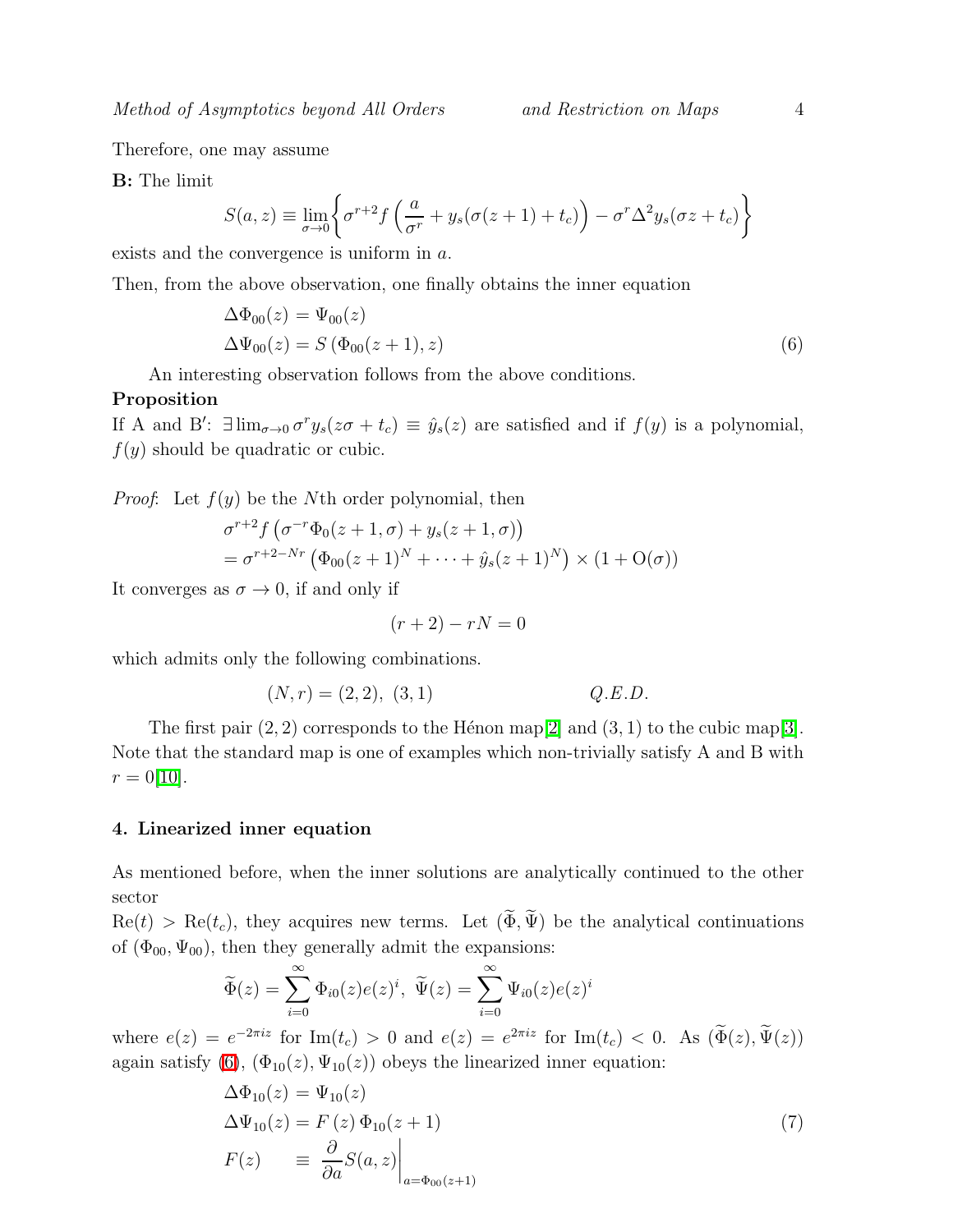Therefore, one may assume

**B:** The limit

$$S(a,z) \equiv \lim_{\sigma\to 0}\left\{\sigma^{r+2} f\left(\frac{a}{\sigma^r} + y_s(\sigma(z+1)+t_c)\right) - \sigma^r \Delta^2 y_s(\sigma z + t_c)\right\}$$

exists and the convergence is uniform in $a$.

Then, from the above observation, one finally obtains the inner equation

$$\begin{aligned}
\Delta\Phi_{00}(z) &= \Psi_{00}(z) \\
\Delta\Psi_{00}(z) &= S\left(\Phi_{00}(z+1), z\right)
\end{aligned} \tag{6}$$

An interesting observation follows from the above conditions.

**Proposition**

If A and B′: $\exists \lim_{\sigma\to 0}\sigma^r y_s(z\sigma + t_c) \equiv \hat{y}_s(z)$ are satisfied and if $f(y)$ is a polynomial, $f(y)$ should be quadratic or cubic.

*Proof*: Let $f(y)$ be the $N$th order polynomial, then

$$\begin{aligned}
&\sigma^{r+2} f\left(\sigma^{-r}\Phi_0(z+1,\sigma) + y_s(z+1,\sigma)\right) \\
&= \sigma^{r+2-Nr}\left(\Phi_{00}(z+1)^N + \cdots + \hat{y}_s(z+1)^N\right) \times (1 + \mathrm{O}(\sigma))
\end{aligned}$$

It converges as $\sigma \to 0$, if and only if

$$(r+2) - rN = 0$$

which admits only the following combinations.

$$(N,r) = (2,2),\ (3,1) \qquad\qquad Q.E.D.$$

The first pair $(2,2)$ corresponds to the Hénon map[2] and $(3,1)$ to the cubic map[3]. Note that the standard map is one of examples which non-trivially satisfy A and B with $r=0$[10].

## 4. Linearized inner equation

As mentioned before, when the inner solutions are analytically continued to the other sector

$\mathrm{Re}(t) > \mathrm{Re}(t_c)$, they acquires new terms. Let $(\widetilde{\Phi}, \widetilde{\Psi})$ be the analytical continuations of $(\Phi_{00}, \Psi_{00})$, then they generally admit the expansions:

$$\widetilde{\Phi}(z) = \sum_{i=0}^{\infty}\Phi_{i0}(z)e(z)^i,\ \ \widetilde{\Psi}(z) = \sum_{i=0}^{\infty}\Psi_{i0}(z)e(z)^i$$

where $e(z) = e^{-2\pi i z}$ for $\mathrm{Im}(t_c) > 0$ and $e(z) = e^{2\pi i z}$ for $\mathrm{Im}(t_c) < 0$. As $(\widetilde{\Phi}(z), \widetilde{\Psi}(z))$ again satisfy (6), $(\Phi_{10}(z), \Psi_{10}(z))$ obeys the linearized inner equation:

$$\begin{aligned}
\Delta\Phi_{10}(z) &= \Psi_{10}(z) \\
\Delta\Psi_{10}(z) &= F(z)\,\Phi_{10}(z+1) \\
F(z) \quad &\equiv \left.\frac{\partial}{\partial a}S(a,z)\right|_{a=\Phi_{00}(z+1)}
\end{aligned} \tag{7}$$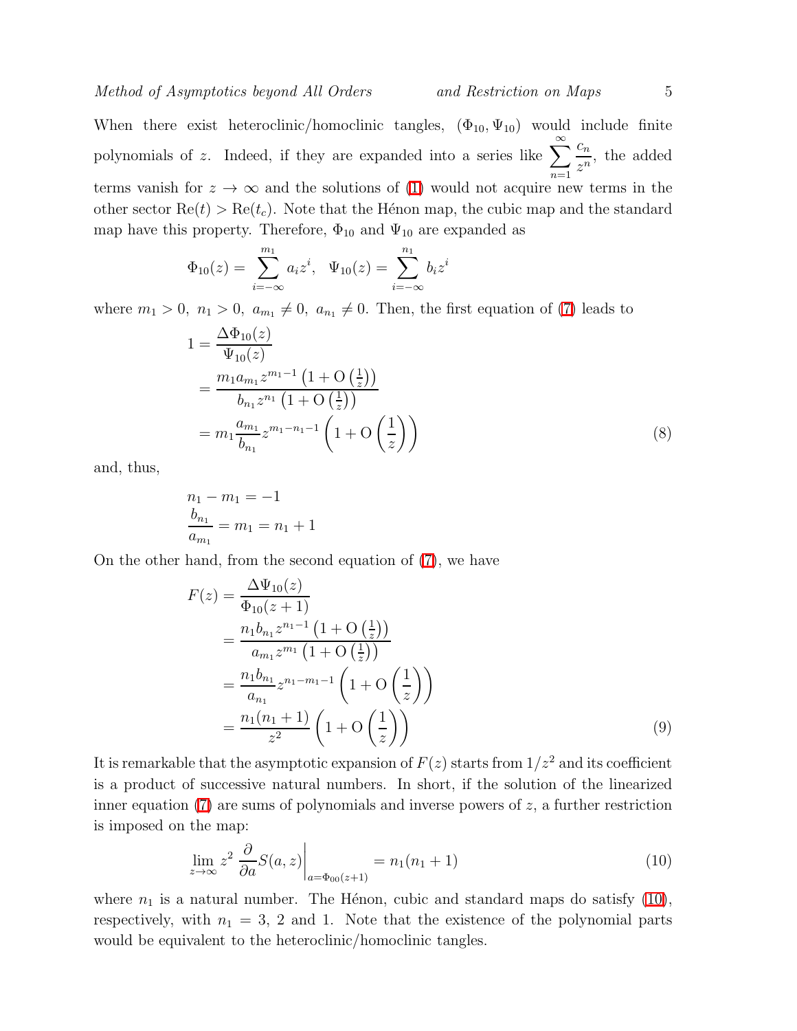When there exist heteroclinic/homoclinic tangles, $(\Phi_{10}, \Psi_{10})$ would include finite polynomials of $z$. Indeed, if they are expanded into a series like $\displaystyle\sum_{n=1}^{\infty} \frac{c_n}{z^n}$, the added terms vanish for $z \to \infty$ and the solutions of (1) would not acquire new terms in the other sector $\mathrm{Re}(t) > \mathrm{Re}(t_c)$. Note that the Hénon map, the cubic map and the standard map have this property. Therefore, $\Phi_{10}$ and $\Psi_{10}$ are expanded as

$$\Phi_{10}(z) = \sum_{i=-\infty}^{m_1} a_i z^i, \quad \Psi_{10}(z) = \sum_{i=-\infty}^{n_1} b_i z^i$$

where $m_1 > 0,\ n_1 > 0,\ a_{m_1} \neq 0,\ a_{n_1} \neq 0$. Then, the first equation of (7) leads to

$$\begin{aligned}
1 &= \frac{\Delta\Phi_{10}(z)}{\Psi_{10}(z)} \\
&= \frac{m_1 a_{m_1} z^{m_1-1}\left(1 + \mathrm{O}\left(\frac{1}{z}\right)\right)}{b_{n_1} z^{n_1}\left(1 + \mathrm{O}\left(\frac{1}{z}\right)\right)} \\
&= m_1 \frac{a_{m_1}}{b_{n_1}} z^{m_1-n_1-1}\left(1 + \mathrm{O}\left(\frac{1}{z}\right)\right)
\end{aligned} \tag{8}$$

and, thus,

$$\begin{aligned}
&n_1 - m_1 = -1 \\
&\frac{b_{n_1}}{a_{m_1}} = m_1 = n_1 + 1
\end{aligned}$$

On the other hand, from the second equation of (7), we have

$$\begin{aligned}
F(z) &= \frac{\Delta\Psi_{10}(z)}{\Phi_{10}(z+1)} \\
&= \frac{n_1 b_{n_1} z^{n_1-1}\left(1 + \mathrm{O}\left(\frac{1}{z}\right)\right)}{a_{m_1} z^{m_1}\left(1 + \mathrm{O}\left(\frac{1}{z}\right)\right)} \\
&= \frac{n_1 b_{n_1}}{a_{n_1}} z^{n_1-m_1-1}\left(1 + \mathrm{O}\left(\frac{1}{z}\right)\right) \\
&= \frac{n_1(n_1+1)}{z^2}\left(1 + \mathrm{O}\left(\frac{1}{z}\right)\right)
\end{aligned} \tag{9}$$

It is remarkable that the asymptotic expansion of $F(z)$ starts from $1/z^2$ and its coefficient is a product of successive natural numbers. In short, if the solution of the linearized inner equation (7) are sums of polynomials and inverse powers of $z$, a further restriction is imposed on the map:

$$\lim_{z\to\infty} z^2 \left.\frac{\partial}{\partial a} S(a,z)\right|_{a=\Phi_{00}(z+1)} = n_1(n_1+1) \tag{10}$$

where $n_1$ is a natural number. The Hénon, cubic and standard maps do satisfy (10), respectively, with $n_1 = 3$, 2 and 1. Note that the existence of the polynomial parts would be equivalent to the heteroclinic/homoclinic tangles.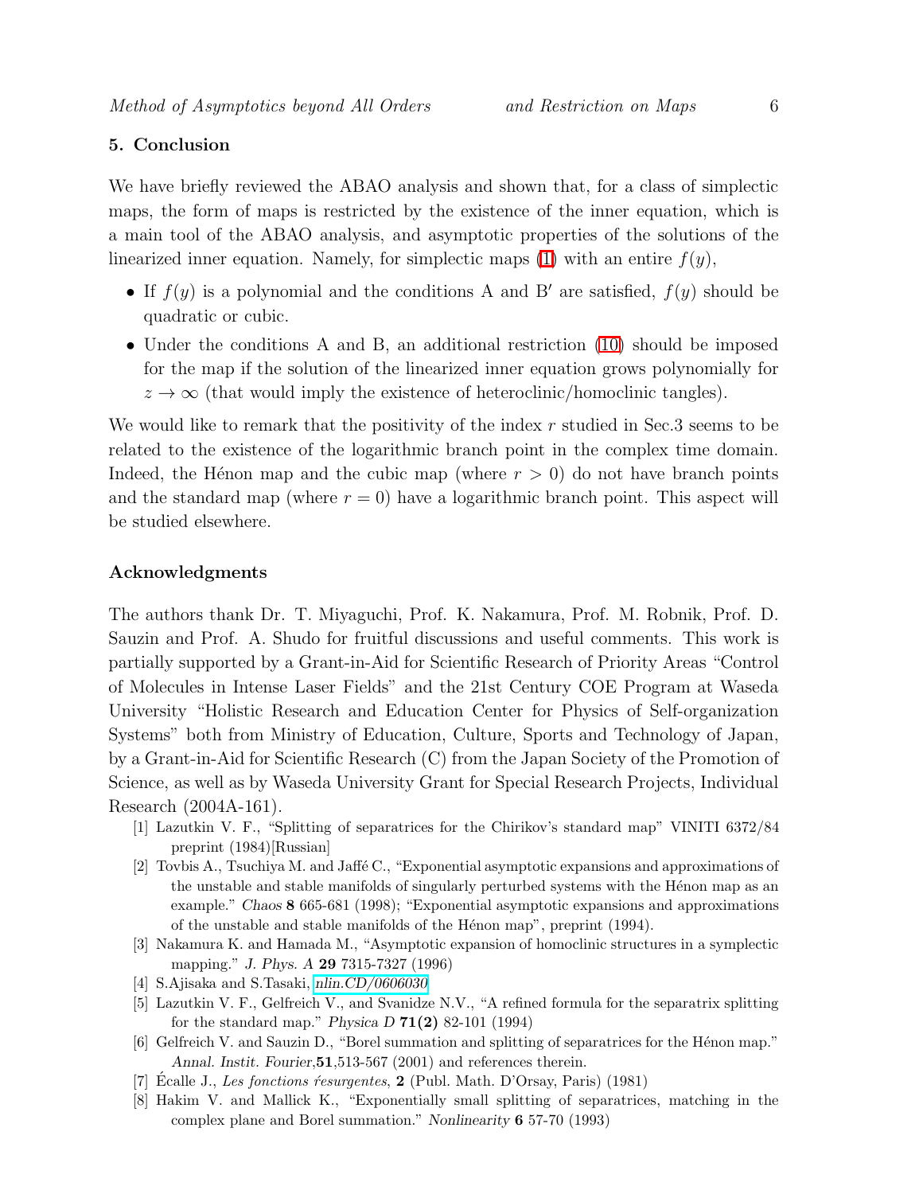## 5. Conclusion

We have briefly reviewed the ABAO analysis and shown that, for a class of simplectic maps, the form of maps is restricted by the existence of the inner equation, which is a main tool of the ABAO analysis, and asymptotic properties of the solutions of the linearized inner equation. Namely, for simplectic maps (1) with an entire $f(y)$,

- If $f(y)$ is a polynomial and the conditions A and B′ are satisfied, $f(y)$ should be quadratic or cubic.
- Under the conditions A and B, an additional restriction (10) should be imposed for the map if the solution of the linearized inner equation grows polynomially for $z \to \infty$ (that would imply the existence of heteroclinic/homoclinic tangles).

We would like to remark that the positivity of the index $r$ studied in Sec.3 seems to be related to the existence of the logarithmic branch point in the complex time domain. Indeed, the Hénon map and the cubic map (where $r > 0$) do not have branch points and the standard map (where $r = 0$) have a logarithmic branch point. This aspect will be studied elsewhere.

### Acknowledgments

The authors thank Dr. T. Miyaguchi, Prof. K. Nakamura, Prof. M. Robnik, Prof. D. Sauzin and Prof. A. Shudo for fruitful discussions and useful comments. This work is partially supported by a Grant-in-Aid for Scientific Research of Priority Areas "Control of Molecules in Intense Laser Fields" and the 21st Century COE Program at Waseda University "Holistic Research and Education Center for Physics of Self-organization Systems" both from Ministry of Education, Culture, Sports and Technology of Japan, by a Grant-in-Aid for Scientific Research (C) from the Japan Society of the Promotion of Science, as well as by Waseda University Grant for Special Research Projects, Individual Research (2004A-161).

[1] Lazutkin V. F., "Splitting of separatrices for the Chirikov's standard map" VINITI 6372/84 preprint (1984)[Russian]

[2] Tovbis A., Tsuchiya M. and Jaffé C., "Exponential asymptotic expansions and approximations of the unstable and stable manifolds of singularly perturbed systems with the Hénon map as an example." *Chaos* **8** 665-681 (1998); "Exponential asymptotic expansions and approximations of the unstable and stable manifolds of the Hénon map", preprint (1994).

[3] Nakamura K. and Hamada M., "Asymptotic expansion of homoclinic structures in a symplectic mapping." *J. Phys. A* **29** 7315-7327 (1996)

[4] S.Ajisaka and S.Tasaki, *nlin.CD/0606030*

[5] Lazutkin V. F., Gelfreich V., and Svanidze N.V., "A refined formula for the separatrix splitting for the standard map." *Physica D* **71(2)** 82-101 (1994)

[6] Gelfreich V. and Sauzin D., "Borel summation and splitting of separatrices for the Hénon map." *Annal. Instit. Fourier*,**51**,513-567 (2001) and references therein.

[7] Écalle J., *Les fonctions résurgentes*, **2** (Publ. Math. D'Orsay, Paris) (1981)

[8] Hakim V. and Mallick K., "Exponentially small splitting of separatrices, matching in the complex plane and Borel summation." *Nonlinearity* **6** 57-70 (1993)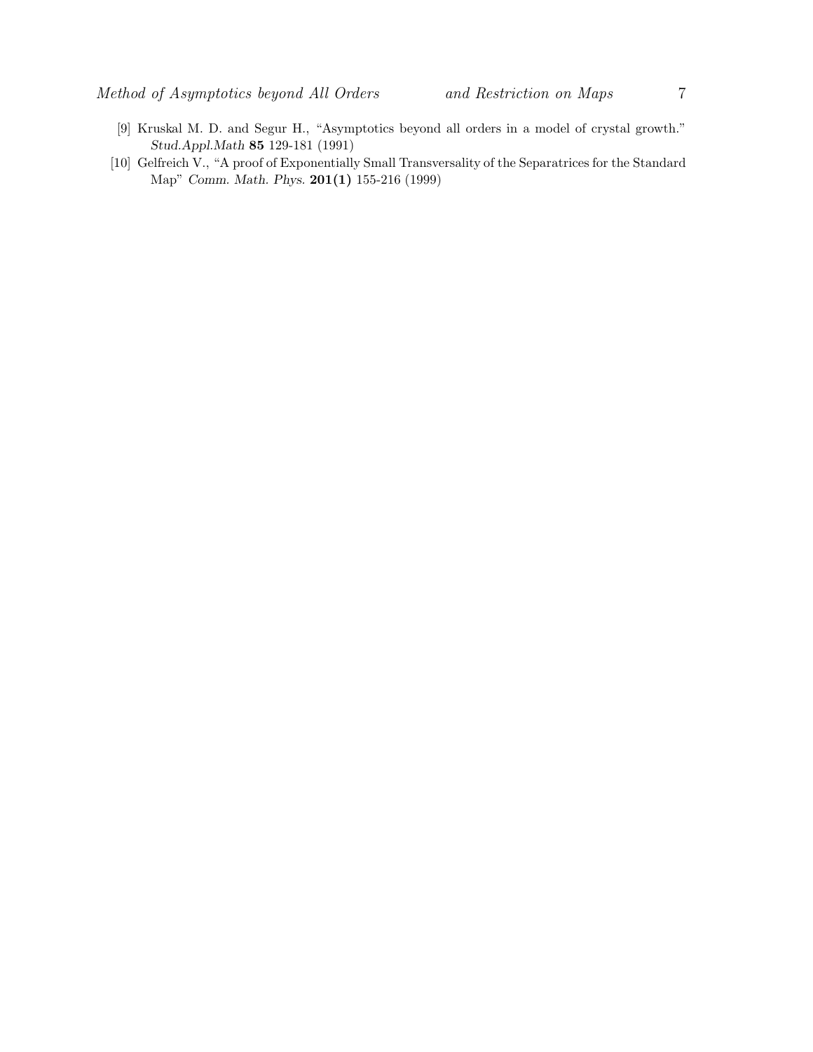[9] Kruskal M. D. and Segur H., "Asymptotics beyond all orders in a model of crystal growth." *Stud.Appl.Math* **85** 129-181 (1991)

[10] Gelfreich V., "A proof of Exponentially Small Transversality of the Separatrices for the Standard Map" *Comm. Math. Phys.* **201(1)** 155-216 (1999)